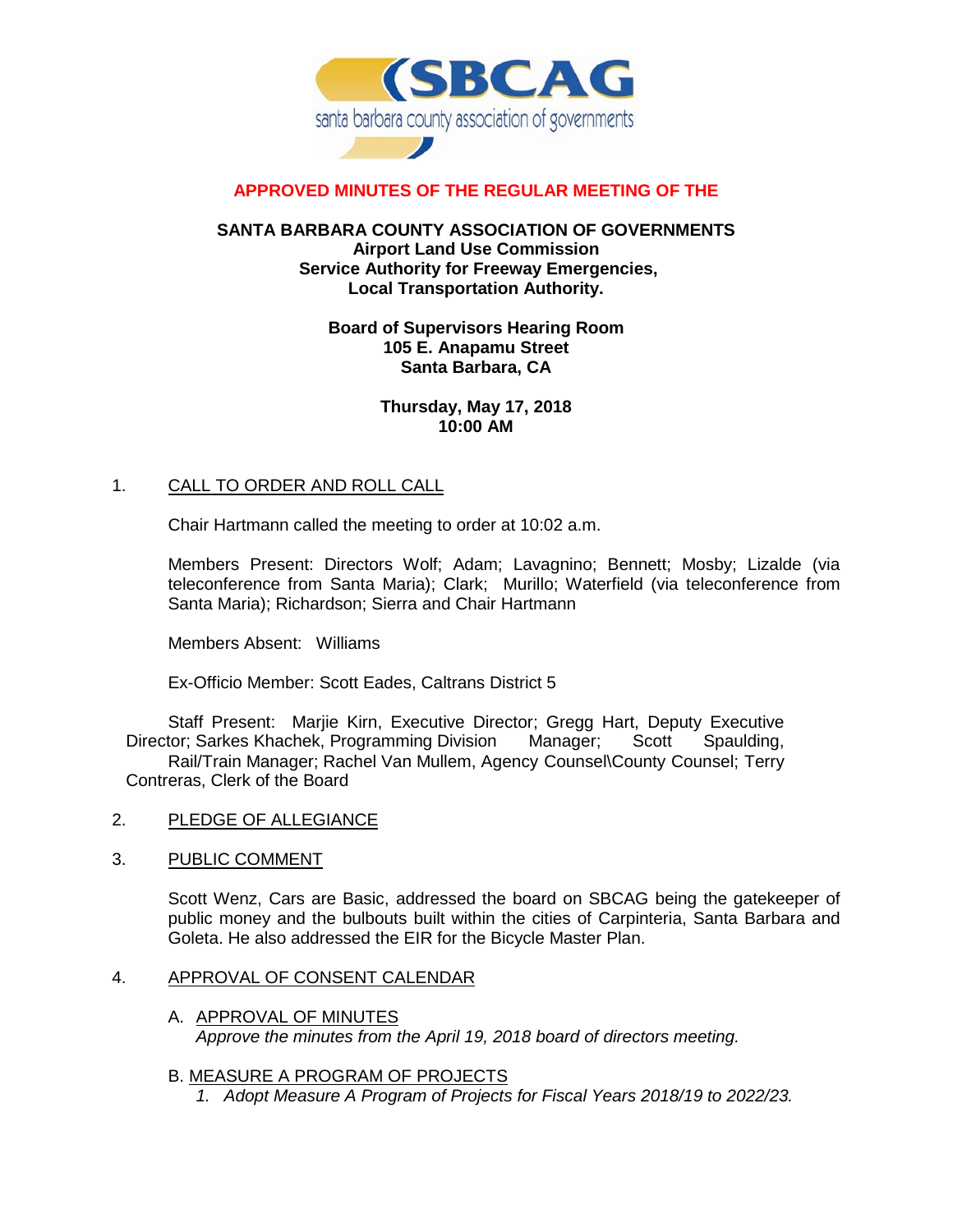**APPROVED MINUTES OF THE REGULAR MEETING OF THE**

**SANTA BARBARA COUNTY ASSOCIATION OF GOVERNMENTS**
**Airport Land Use Commission**
**Service Authority for Freeway Emergencies,**
**Local Transportation Authority.**

**Board of Supervisors Hearing Room**
**105 E. Anapamu Street**
**Santa Barbara, CA**

**Thursday, May 17, 2018**
**10:00 AM**

1. CALL TO ORDER AND ROLL CALL

   Chair Hartmann called the meeting to order at 10:02 a.m.

   Members Present: Directors Wolf; Adam; Lavagnino; Bennett; Mosby; Lizalde (via teleconference from Santa Maria); Clark; Murillo; Waterfield (via teleconference from Santa Maria); Richardson; Sierra and Chair Hartmann

   Members Absent: Williams

   Ex-Officio Member: Scott Eades, Caltrans District 5

   Staff Present: Marjie Kirn, Executive Director; Gregg Hart, Deputy Executive Director; Sarkes Khachek, Programming Division Manager; Scott Spaulding, Rail/Train Manager; Rachel Van Mullem, Agency Counsel\County Counsel; Terry Contreras, Clerk of the Board

2. PLEDGE OF ALLEGIANCE

3. PUBLIC COMMENT

   Scott Wenz, Cars are Basic, addressed the board on SBCAG being the gatekeeper of public money and the bulbouts built within the cities of Carpinteria, Santa Barbara and Goleta. He also addressed the EIR for the Bicycle Master Plan.

4. APPROVAL OF CONSENT CALENDAR

   A. APPROVAL OF MINUTES
      *Approve the minutes from the April 19, 2018 board of directors meeting.*

   B. MEASURE A PROGRAM OF PROJECTS
      1. *Adopt Measure A Program of Projects for Fiscal Years 2018/19 to 2022/23.*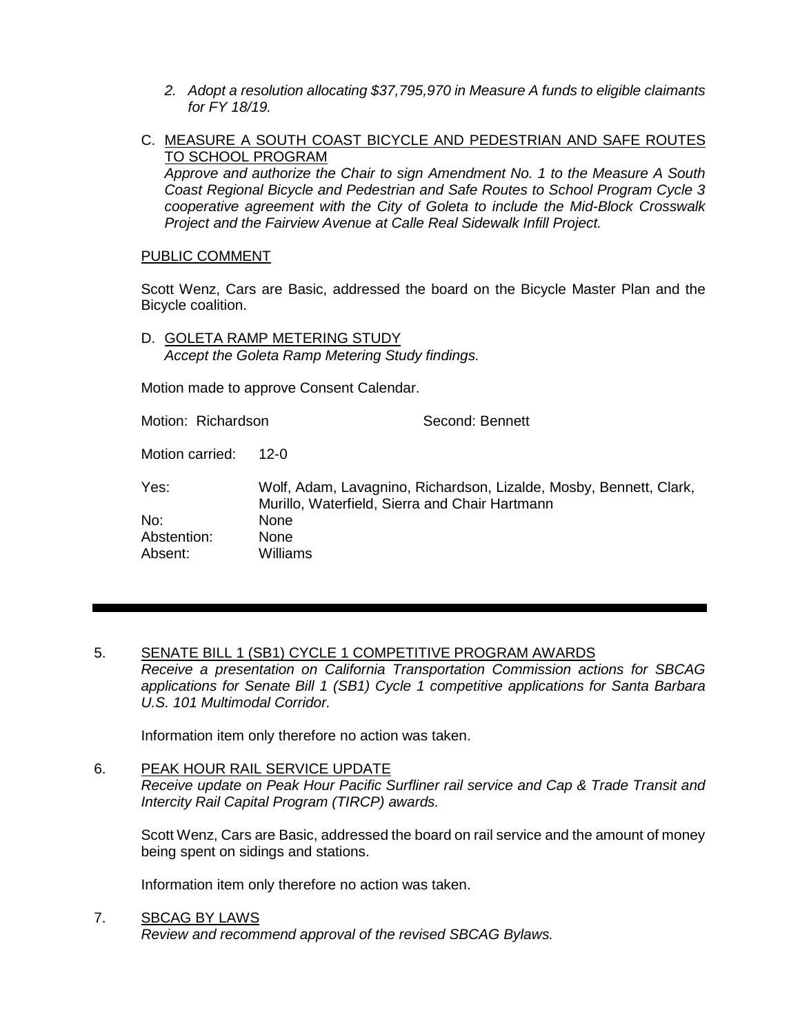2. *Adopt a resolution allocating $37,795,970 in Measure A funds to eligible claimants for FY 18/19.*

C. MEASURE A SOUTH COAST BICYCLE AND PEDESTRIAN AND SAFE ROUTES TO SCHOOL PROGRAM
*Approve and authorize the Chair to sign Amendment No. 1 to the Measure A South Coast Regional Bicycle and Pedestrian and Safe Routes to School Program Cycle 3 cooperative agreement with the City of Goleta to include the Mid-Block Crosswalk Project and the Fairview Avenue at Calle Real Sidewalk Infill Project.*

PUBLIC COMMENT

Scott Wenz, Cars are Basic, addressed the board on the Bicycle Master Plan and the Bicycle coalition.

D. GOLETA RAMP METERING STUDY
*Accept the Goleta Ramp Metering Study findings.*

Motion made to approve Consent Calendar.

Motion: Richardson Second: Bennett

Motion carried: 12-0

Yes: Wolf, Adam, Lavagnino, Richardson, Lizalde, Mosby, Bennett, Clark, Murillo, Waterfield, Sierra and Chair Hartmann
No: None
Abstention: None
Absent: Williams

---

5. SENATE BILL 1 (SB1) CYCLE 1 COMPETITIVE PROGRAM AWARDS
*Receive a presentation on California Transportation Commission actions for SBCAG applications for Senate Bill 1 (SB1) Cycle 1 competitive applications for Santa Barbara U.S. 101 Multimodal Corridor.*

Information item only therefore no action was taken.

6. PEAK HOUR RAIL SERVICE UPDATE
*Receive update on Peak Hour Pacific Surfliner rail service and Cap & Trade Transit and Intercity Rail Capital Program (TIRCP) awards.*

Scott Wenz, Cars are Basic, addressed the board on rail service and the amount of money being spent on sidings and stations.

Information item only therefore no action was taken.

7. SBCAG BY LAWS
*Review and recommend approval of the revised SBCAG Bylaws.*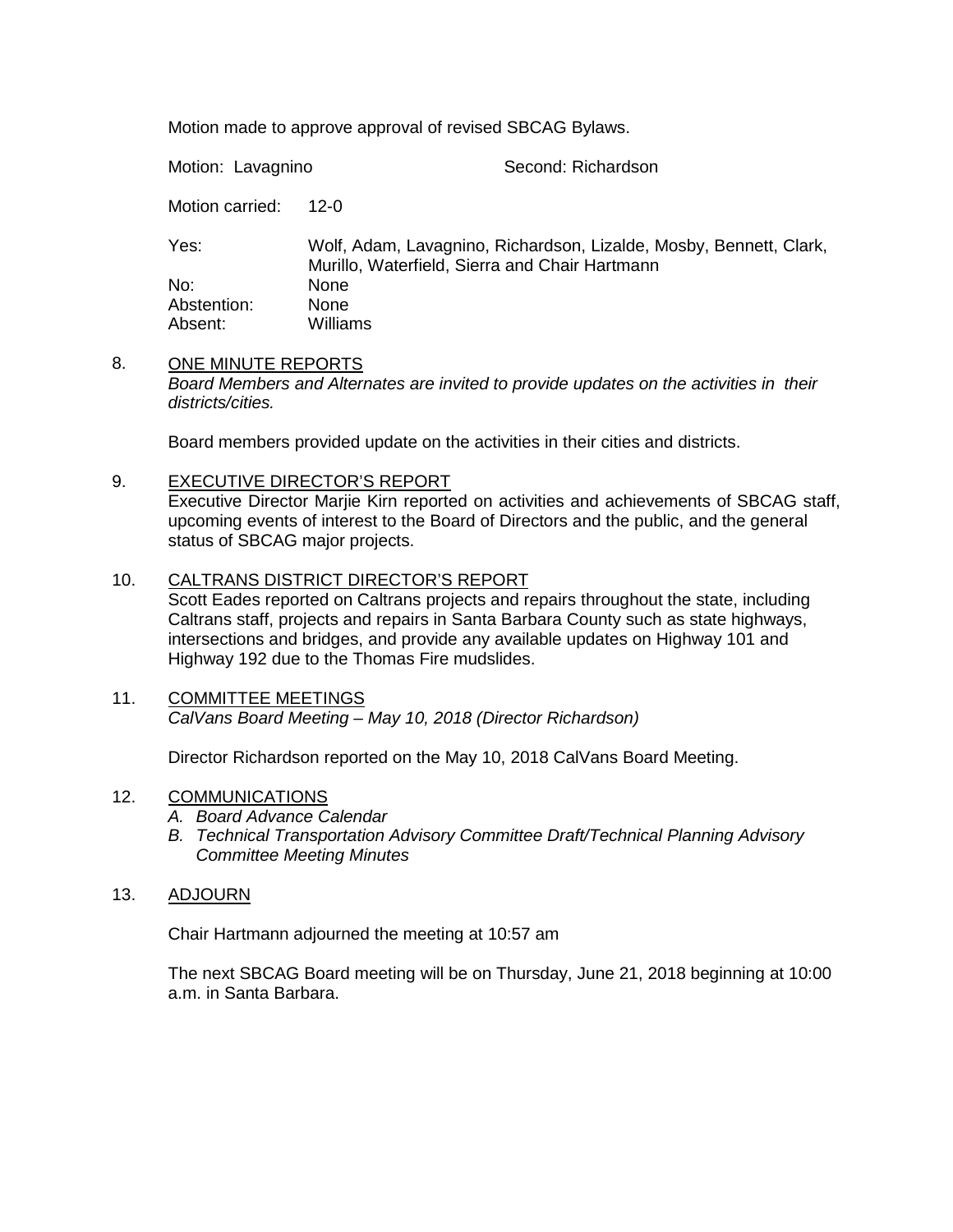Motion made to approve approval of revised SBCAG Bylaws.

Motion: Lavagnino Second: Richardson

Motion carried: 12-0

| | |
|---|---|
| Yes: | Wolf, Adam, Lavagnino, Richardson, Lizalde, Mosby, Bennett, Clark, Murillo, Waterfield, Sierra and Chair Hartmann |
| No: | None |
| Abstention: | None |
| Absent: | Williams |

8. ONE MINUTE REPORTS
*Board Members and Alternates are invited to provide updates on the activities in their districts/cities.*

Board members provided update on the activities in their cities and districts.

9. EXECUTIVE DIRECTOR'S REPORT
Executive Director Marjie Kirn reported on activities and achievements of SBCAG staff, upcoming events of interest to the Board of Directors and the public, and the general status of SBCAG major projects.

10. CALTRANS DISTRICT DIRECTOR'S REPORT
Scott Eades reported on Caltrans projects and repairs throughout the state, including Caltrans staff, projects and repairs in Santa Barbara County such as state highways, intersections and bridges, and provide any available updates on Highway 101 and Highway 192 due to the Thomas Fire mudslides.

11. COMMITTEE MEETINGS
*CalVans Board Meeting – May 10, 2018 (Director Richardson)*

Director Richardson reported on the May 10, 2018 CalVans Board Meeting.

12. COMMUNICATIONS
   - *A. Board Advance Calendar*
   - *B. Technical Transportation Advisory Committee Draft/Technical Planning Advisory Committee Meeting Minutes*

13. ADJOURN

Chair Hartmann adjourned the meeting at 10:57 am

The next SBCAG Board meeting will be on Thursday, June 21, 2018 beginning at 10:00 a.m. in Santa Barbara.